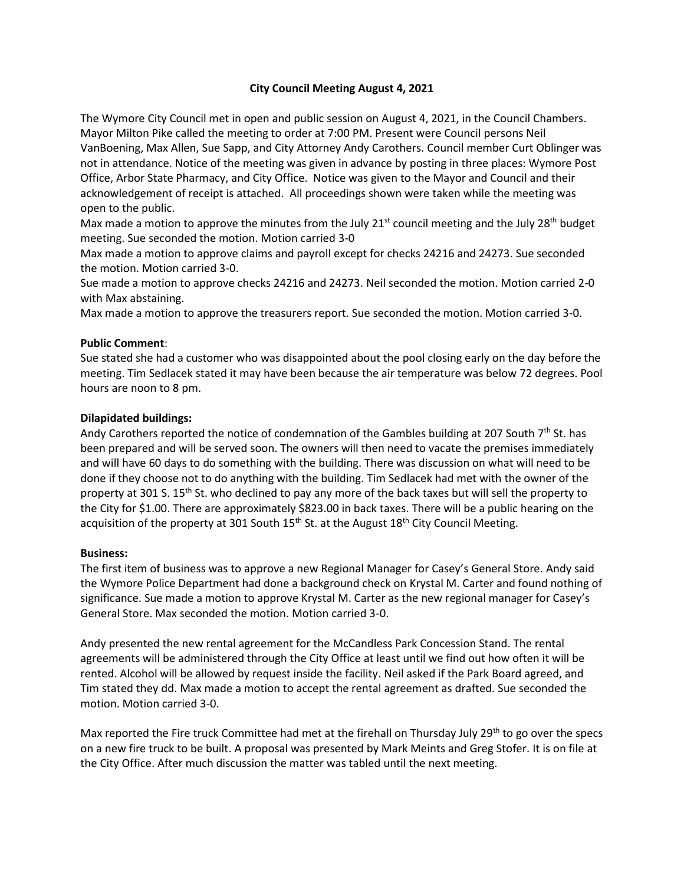# City Council Meeting August 4, 2021

The Wymore City Council met in open and public session on August 4, 2021, in the Council Chambers. Mayor Milton Pike called the meeting to order at 7:00 PM. Present were Council persons Neil VanBoening, Max Allen, Sue Sapp, and City Attorney Andy Carothers. Council member Curt Oblinger was not in attendance. Notice of the meeting was given in advance by posting in three places: Wymore Post Office, Arbor State Pharmacy, and City Office. Notice was given to the Mayor and Council and their acknowledgement of receipt is attached. All proceedings shown were taken while the meeting was open to the public.

Max made a motion to approve the minutes from the July 21st council meeting and the July 28th budget meeting. Sue seconded the motion. Motion carried 3-0

Max made a motion to approve claims and payroll except for checks 24216 and 24273. Sue seconded the motion. Motion carried 3-0.

Sue made a motion to approve checks 24216 and 24273. Neil seconded the motion. Motion carried 2-0 with Max abstaining.

Max made a motion to approve the treasurers report. Sue seconded the motion. Motion carried 3-0.

**Public Comment**:

Sue stated she had a customer who was disappointed about the pool closing early on the day before the meeting. Tim Sedlacek stated it may have been because the air temperature was below 72 degrees. Pool hours are noon to 8 pm.

**Dilapidated buildings:**

Andy Carothers reported the notice of condemnation of the Gambles building at 207 South 7th St. has been prepared and will be served soon. The owners will then need to vacate the premises immediately and will have 60 days to do something with the building. There was discussion on what will need to be done if they choose not to do anything with the building. Tim Sedlacek had met with the owner of the property at 301 S. 15th St. who declined to pay any more of the back taxes but will sell the property to the City for $1.00. There are approximately $823.00 in back taxes. There will be a public hearing on the acquisition of the property at 301 South 15th St. at the August 18th City Council Meeting.

**Business:**

The first item of business was to approve a new Regional Manager for Casey's General Store. Andy said the Wymore Police Department had done a background check on Krystal M. Carter and found nothing of significance. Sue made a motion to approve Krystal M. Carter as the new regional manager for Casey's General Store. Max seconded the motion. Motion carried 3-0.

Andy presented the new rental agreement for the McCandless Park Concession Stand. The rental agreements will be administered through the City Office at least until we find out how often it will be rented. Alcohol will be allowed by request inside the facility. Neil asked if the Park Board agreed, and Tim stated they dd. Max made a motion to accept the rental agreement as drafted. Sue seconded the motion. Motion carried 3-0.

Max reported the Fire truck Committee had met at the firehall on Thursday July 29th to go over the specs on a new fire truck to be built. A proposal was presented by Mark Meints and Greg Stofer. It is on file at the City Office. After much discussion the matter was tabled until the next meeting.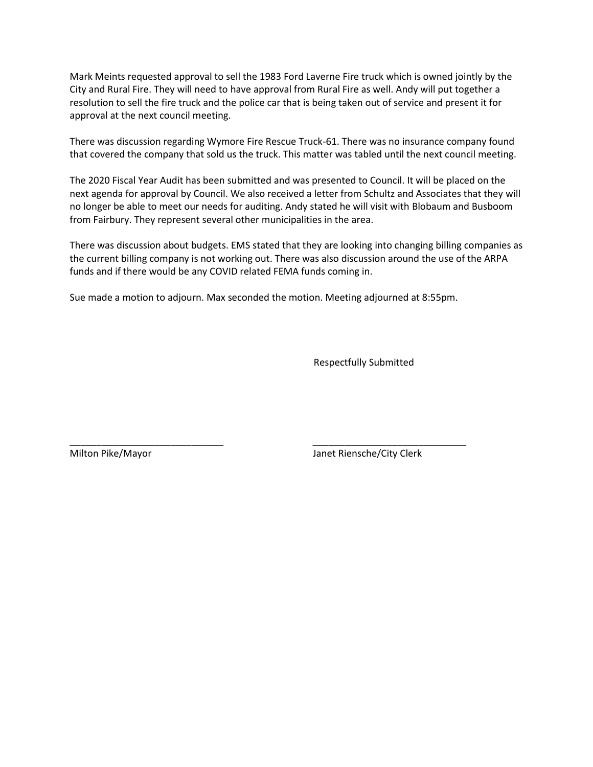Mark Meints requested approval to sell the 1983 Ford Laverne Fire truck which is owned jointly by the City and Rural Fire. They will need to have approval from Rural Fire as well. Andy will put together a resolution to sell the fire truck and the police car that is being taken out of service and present it for approval at the next council meeting.

There was discussion regarding Wymore Fire Rescue Truck-61. There was no insurance company found that covered the company that sold us the truck. This matter was tabled until the next council meeting.

The 2020 Fiscal Year Audit has been submitted and was presented to Council. It will be placed on the next agenda for approval by Council. We also received a letter from Schultz and Associates that they will no longer be able to meet our needs for auditing. Andy stated he will visit with Blobaum and Busboom from Fairbury. They represent several other municipalities in the area.

There was discussion about budgets. EMS stated that they are looking into changing billing companies as the current billing company is not working out. There was also discussion around the use of the ARPA funds and if there would be any COVID related FEMA funds coming in.

Sue made a motion to adjourn. Max seconded the motion. Meeting adjourned at 8:55pm.

Respectfully Submitted

_____________________________ _____________________________

Milton Pike/Mayor Janet Riensche/City Clerk